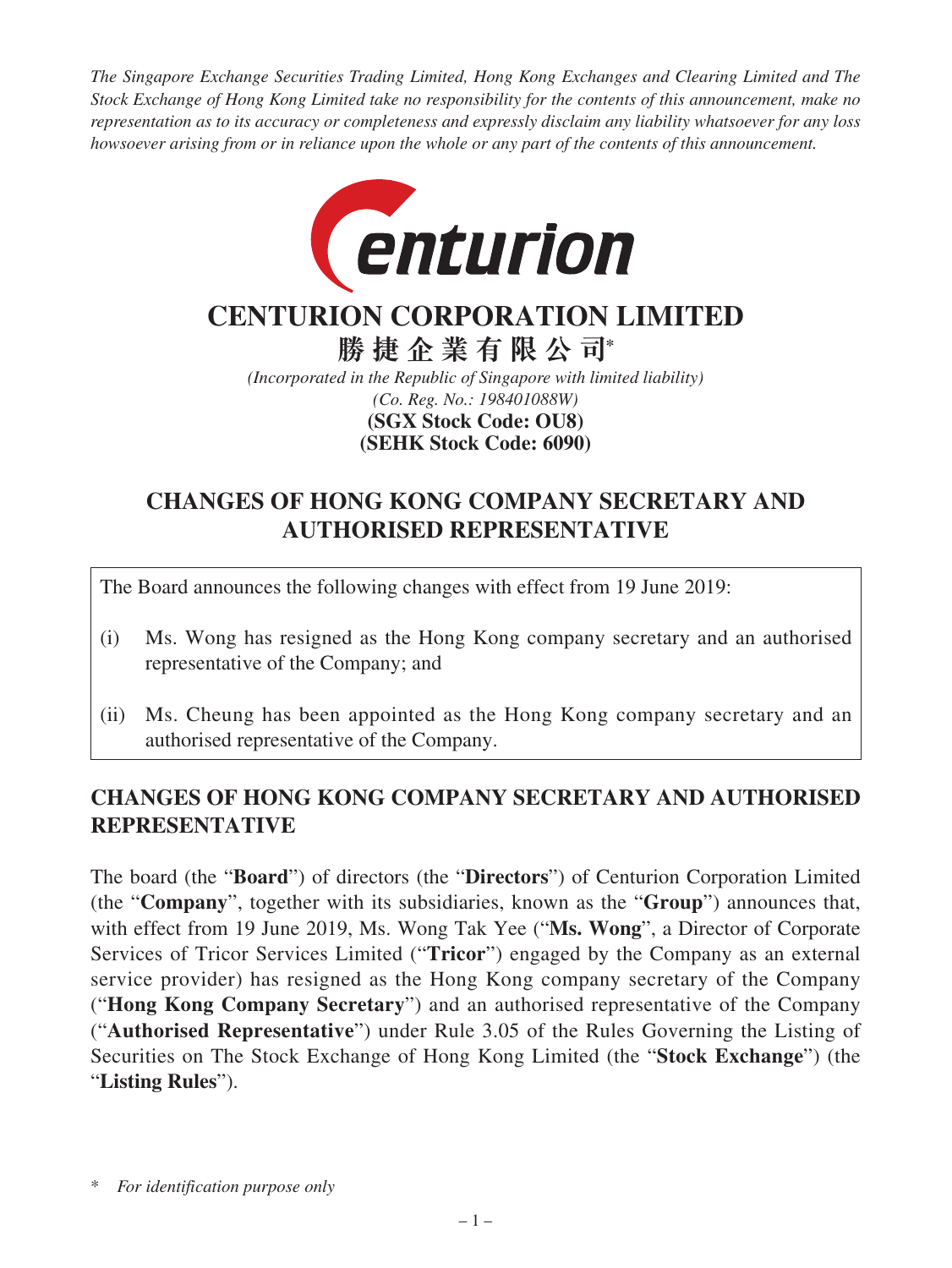*The Singapore Exchange Securities Trading Limited, Hong Kong Exchanges and Clearing Limited and The Stock Exchange of Hong Kong Limited take no responsibility for the contents of this announcement, make no representation as to its accuracy or completeness and expressly disclaim any liability whatsoever for any loss howsoever arising from or in reliance upon the whole or any part of the contents of this announcement.*

# CENTURION CORPORATION LIMITED

# 勝捷企業有限公司*

*(Incorporated in the Republic of Singapore with limited liability)*
*(Co. Reg. No.: 198401088W)*
**(SGX Stock Code: OU8)**
**(SEHK Stock Code: 6090)**

## CHANGES OF HONG KONG COMPANY SECRETARY AND AUTHORISED REPRESENTATIVE

The Board announces the following changes with effect from 19 June 2019:

(i) Ms. Wong has resigned as the Hong Kong company secretary and an authorised representative of the Company; and

(ii) Ms. Cheung has been appointed as the Hong Kong company secretary and an authorised representative of the Company.

## CHANGES OF HONG KONG COMPANY SECRETARY AND AUTHORISED REPRESENTATIVE

The board (the "**Board**") of directors (the "**Directors**") of Centurion Corporation Limited (the "**Company**", together with its subsidiaries, known as the "**Group**") announces that, with effect from 19 June 2019, Ms. Wong Tak Yee ("**Ms. Wong**", a Director of Corporate Services of Tricor Services Limited ("**Tricor**") engaged by the Company as an external service provider) has resigned as the Hong Kong company secretary of the Company ("**Hong Kong Company Secretary**") and an authorised representative of the Company ("**Authorised Representative**") under Rule 3.05 of the Rules Governing the Listing of Securities on The Stock Exchange of Hong Kong Limited (the "**Stock Exchange**") (the "**Listing Rules**").

\* *For identification purpose only*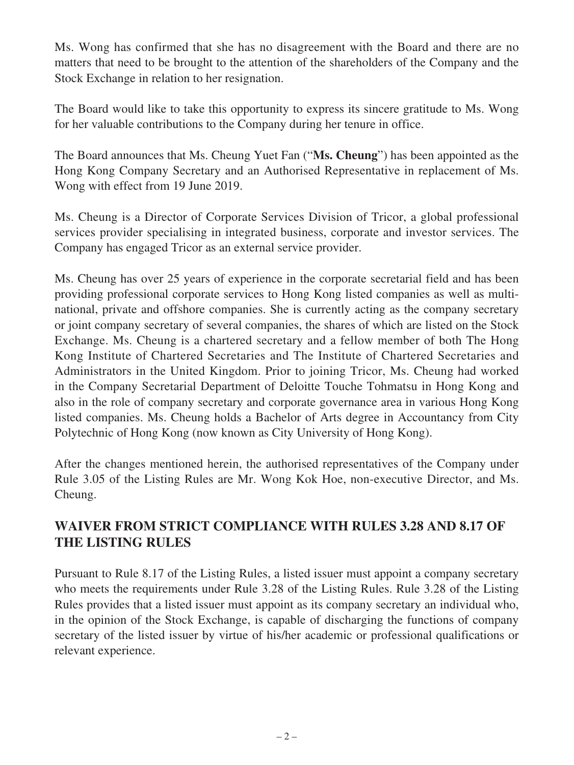Ms. Wong has confirmed that she has no disagreement with the Board and there are no matters that need to be brought to the attention of the shareholders of the Company and the Stock Exchange in relation to her resignation.

The Board would like to take this opportunity to express its sincere gratitude to Ms. Wong for her valuable contributions to the Company during her tenure in office.

The Board announces that Ms. Cheung Yuet Fan ("**Ms. Cheung**") has been appointed as the Hong Kong Company Secretary and an Authorised Representative in replacement of Ms. Wong with effect from 19 June 2019.

Ms. Cheung is a Director of Corporate Services Division of Tricor, a global professional services provider specialising in integrated business, corporate and investor services. The Company has engaged Tricor as an external service provider.

Ms. Cheung has over 25 years of experience in the corporate secretarial field and has been providing professional corporate services to Hong Kong listed companies as well as multinational, private and offshore companies. She is currently acting as the company secretary or joint company secretary of several companies, the shares of which are listed on the Stock Exchange. Ms. Cheung is a chartered secretary and a fellow member of both The Hong Kong Institute of Chartered Secretaries and The Institute of Chartered Secretaries and Administrators in the United Kingdom. Prior to joining Tricor, Ms. Cheung had worked in the Company Secretarial Department of Deloitte Touche Tohmatsu in Hong Kong and also in the role of company secretary and corporate governance area in various Hong Kong listed companies. Ms. Cheung holds a Bachelor of Arts degree in Accountancy from City Polytechnic of Hong Kong (now known as City University of Hong Kong).

After the changes mentioned herein, the authorised representatives of the Company under Rule 3.05 of the Listing Rules are Mr. Wong Kok Hoe, non-executive Director, and Ms. Cheung.

## WAIVER FROM STRICT COMPLIANCE WITH RULES 3.28 AND 8.17 OF THE LISTING RULES

Pursuant to Rule 8.17 of the Listing Rules, a listed issuer must appoint a company secretary who meets the requirements under Rule 3.28 of the Listing Rules. Rule 3.28 of the Listing Rules provides that a listed issuer must appoint as its company secretary an individual who, in the opinion of the Stock Exchange, is capable of discharging the functions of company secretary of the listed issuer by virtue of his/her academic or professional qualifications or relevant experience.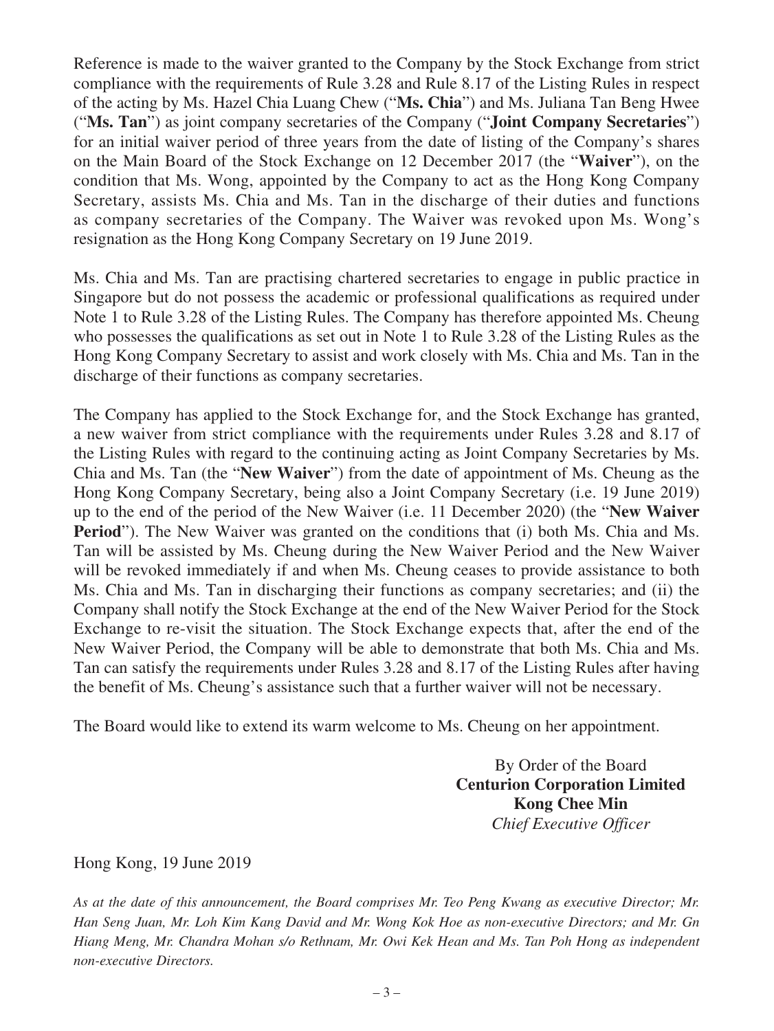Reference is made to the waiver granted to the Company by the Stock Exchange from strict compliance with the requirements of Rule 3.28 and Rule 8.17 of the Listing Rules in respect of the acting by Ms. Hazel Chia Luang Chew ("**Ms. Chia**") and Ms. Juliana Tan Beng Hwee ("**Ms. Tan**") as joint company secretaries of the Company ("**Joint Company Secretaries**") for an initial waiver period of three years from the date of listing of the Company's shares on the Main Board of the Stock Exchange on 12 December 2017 (the "**Waiver**"), on the condition that Ms. Wong, appointed by the Company to act as the Hong Kong Company Secretary, assists Ms. Chia and Ms. Tan in the discharge of their duties and functions as company secretaries of the Company. The Waiver was revoked upon Ms. Wong's resignation as the Hong Kong Company Secretary on 19 June 2019.

Ms. Chia and Ms. Tan are practising chartered secretaries to engage in public practice in Singapore but do not possess the academic or professional qualifications as required under Note 1 to Rule 3.28 of the Listing Rules. The Company has therefore appointed Ms. Cheung who possesses the qualifications as set out in Note 1 to Rule 3.28 of the Listing Rules as the Hong Kong Company Secretary to assist and work closely with Ms. Chia and Ms. Tan in the discharge of their functions as company secretaries.

The Company has applied to the Stock Exchange for, and the Stock Exchange has granted, a new waiver from strict compliance with the requirements under Rules 3.28 and 8.17 of the Listing Rules with regard to the continuing acting as Joint Company Secretaries by Ms. Chia and Ms. Tan (the "**New Waiver**") from the date of appointment of Ms. Cheung as the Hong Kong Company Secretary, being also a Joint Company Secretary (i.e. 19 June 2019) up to the end of the period of the New Waiver (i.e. 11 December 2020) (the "**New Waiver Period**"). The New Waiver was granted on the conditions that (i) both Ms. Chia and Ms. Tan will be assisted by Ms. Cheung during the New Waiver Period and the New Waiver will be revoked immediately if and when Ms. Cheung ceases to provide assistance to both Ms. Chia and Ms. Tan in discharging their functions as company secretaries; and (ii) the Company shall notify the Stock Exchange at the end of the New Waiver Period for the Stock Exchange to re-visit the situation. The Stock Exchange expects that, after the end of the New Waiver Period, the Company will be able to demonstrate that both Ms. Chia and Ms. Tan can satisfy the requirements under Rules 3.28 and 8.17 of the Listing Rules after having the benefit of Ms. Cheung's assistance such that a further waiver will not be necessary.

The Board would like to extend its warm welcome to Ms. Cheung on her appointment.

By Order of the Board
**Centurion Corporation Limited**
**Kong Chee Min**
*Chief Executive Officer*

Hong Kong, 19 June 2019

*As at the date of this announcement, the Board comprises Mr. Teo Peng Kwang as executive Director; Mr. Han Seng Juan, Mr. Loh Kim Kang David and Mr. Wong Kok Hoe as non-executive Directors; and Mr. Gn Hiang Meng, Mr. Chandra Mohan s/o Rethnam, Mr. Owi Kek Hean and Ms. Tan Poh Hong as independent non-executive Directors.*